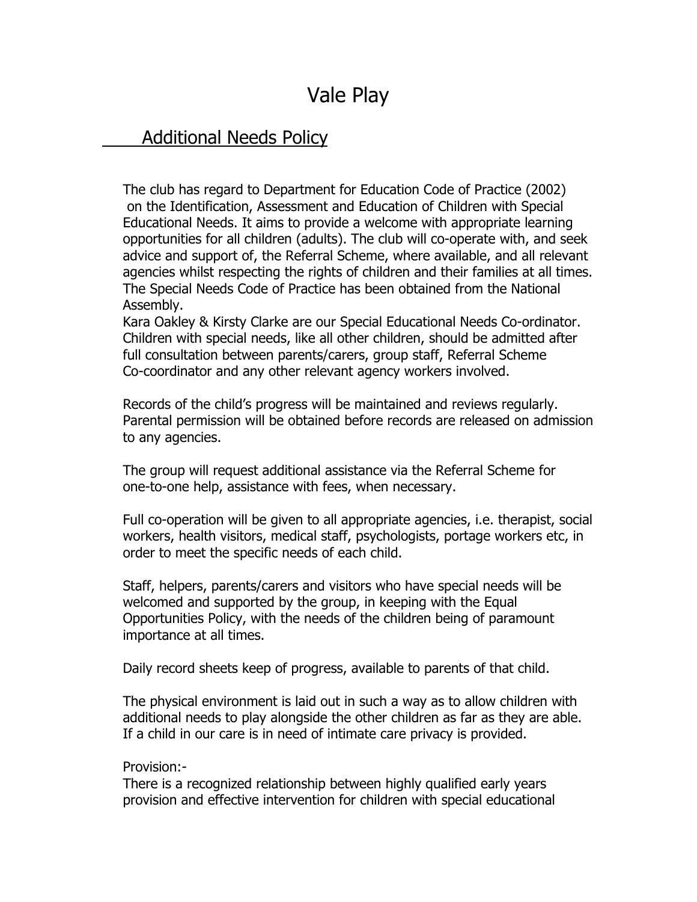# Vale Play

## Additional Needs Policy

The club has regard to Department for Education Code of Practice (2002) on the Identification, Assessment and Education of Children with Special Educational Needs. It aims to provide a welcome with appropriate learning opportunities for all children (adults). The club will co-operate with, and seek advice and support of, the Referral Scheme, where available, and all relevant agencies whilst respecting the rights of children and their families at all times. The Special Needs Code of Practice has been obtained from the National Assembly.

Kara Oakley & Kirsty Clarke are our Special Educational Needs Co-ordinator. Children with special needs, like all other children, should be admitted after full consultation between parents/carers, group staff, Referral Scheme Co-coordinator and any other relevant agency workers involved.

Records of the child's progress will be maintained and reviews regularly. Parental permission will be obtained before records are released on admission to any agencies.

The group will request additional assistance via the Referral Scheme for one-to-one help, assistance with fees, when necessary.

Full co-operation will be given to all appropriate agencies, i.e. therapist, social workers, health visitors, medical staff, psychologists, portage workers etc, in order to meet the specific needs of each child.

Staff, helpers, parents/carers and visitors who have special needs will be welcomed and supported by the group, in keeping with the Equal Opportunities Policy, with the needs of the children being of paramount importance at all times.

Daily record sheets keep of progress, available to parents of that child.

The physical environment is laid out in such a way as to allow children with additional needs to play alongside the other children as far as they are able. If a child in our care is in need of intimate care privacy is provided.

Provision:-

There is a recognized relationship between highly qualified early years provision and effective intervention for children with special educational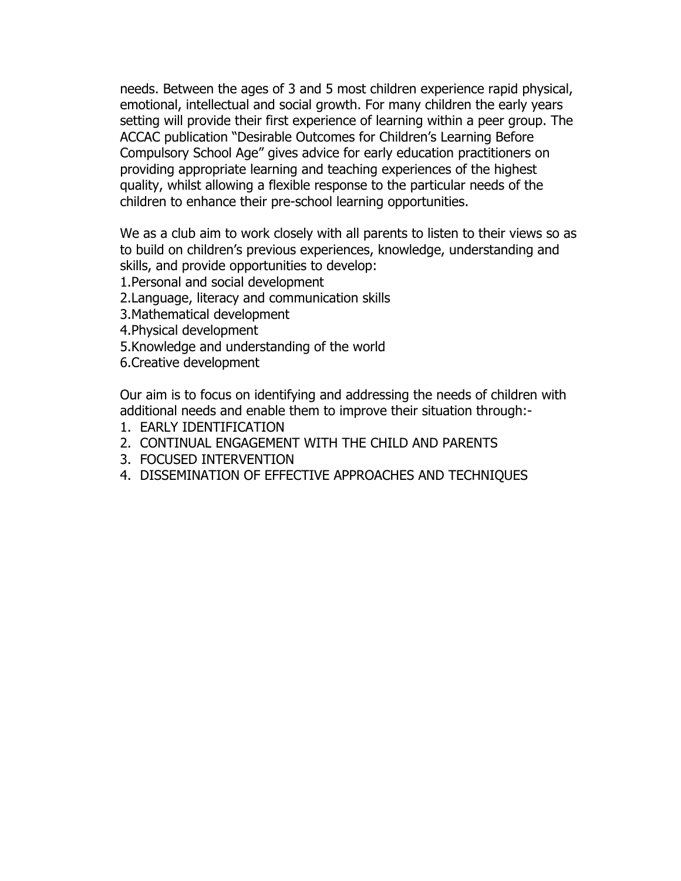needs. Between the ages of 3 and 5 most children experience rapid physical, emotional, intellectual and social growth. For many children the early years setting will provide their first experience of learning within a peer group. The ACCAC publication "Desirable Outcomes for Children's Learning Before Compulsory School Age" gives advice for early education practitioners on providing appropriate learning and teaching experiences of the highest quality, whilst allowing a flexible response to the particular needs of the children to enhance their pre-school learning opportunities.

We as a club aim to work closely with all parents to listen to their views so as to build on children's previous experiences, knowledge, understanding and skills, and provide opportunities to develop:

1. Personal and social development
2. Language, literacy and communication skills
3. Mathematical development
4. Physical development
5. Knowledge and understanding of the world
6. Creative development

Our aim is to focus on identifying and addressing the needs of children with additional needs and enable them to improve their situation through:-

1. EARLY IDENTIFICATION
2. CONTINUAL ENGAGEMENT WITH THE CHILD AND PARENTS
3. FOCUSED INTERVENTION
4. DISSEMINATION OF EFFECTIVE APPROACHES AND TECHNIQUES